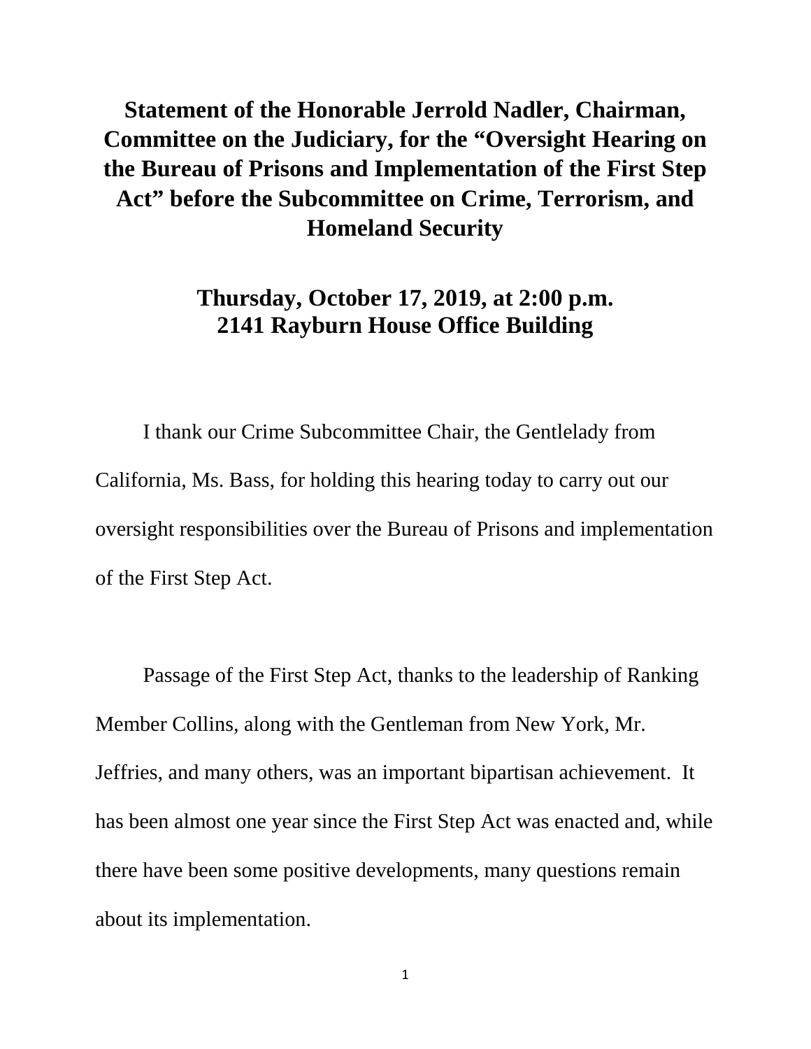# Statement of the Honorable Jerrold Nadler, Chairman, Committee on the Judiciary, for the "Oversight Hearing on the Bureau of Prisons and Implementation of the First Step Act" before the Subcommittee on Crime, Terrorism, and Homeland Security

## Thursday, October 17, 2019, at 2:00 p.m.
## 2141 Rayburn House Office Building

I thank our Crime Subcommittee Chair, the Gentlelady from California, Ms. Bass, for holding this hearing today to carry out our oversight responsibilities over the Bureau of Prisons and implementation of the First Step Act.

Passage of the First Step Act, thanks to the leadership of Ranking Member Collins, along with the Gentleman from New York, Mr. Jeffries, and many others, was an important bipartisan achievement. It has been almost one year since the First Step Act was enacted and, while there have been some positive developments, many questions remain about its implementation.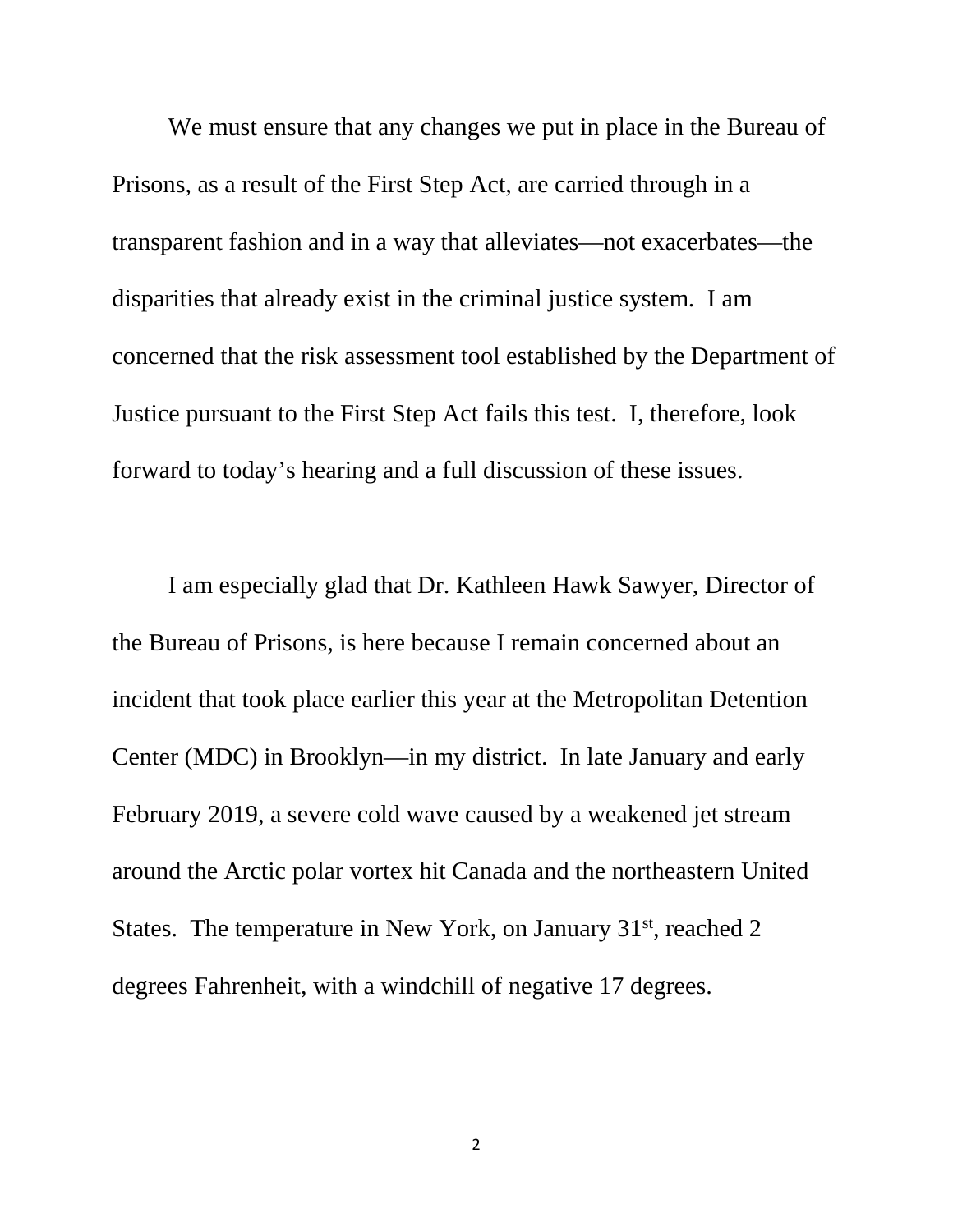We must ensure that any changes we put in place in the Bureau of Prisons, as a result of the First Step Act, are carried through in a transparent fashion and in a way that alleviates—not exacerbates—the disparities that already exist in the criminal justice system. I am concerned that the risk assessment tool established by the Department of Justice pursuant to the First Step Act fails this test. I, therefore, look forward to today's hearing and a full discussion of these issues.

I am especially glad that Dr. Kathleen Hawk Sawyer, Director of the Bureau of Prisons, is here because I remain concerned about an incident that took place earlier this year at the Metropolitan Detention Center (MDC) in Brooklyn—in my district. In late January and early February 2019, a severe cold wave caused by a weakened jet stream around the Arctic polar vortex hit Canada and the northeastern United States. The temperature in New York, on January 31st, reached 2 degrees Fahrenheit, with a windchill of negative 17 degrees.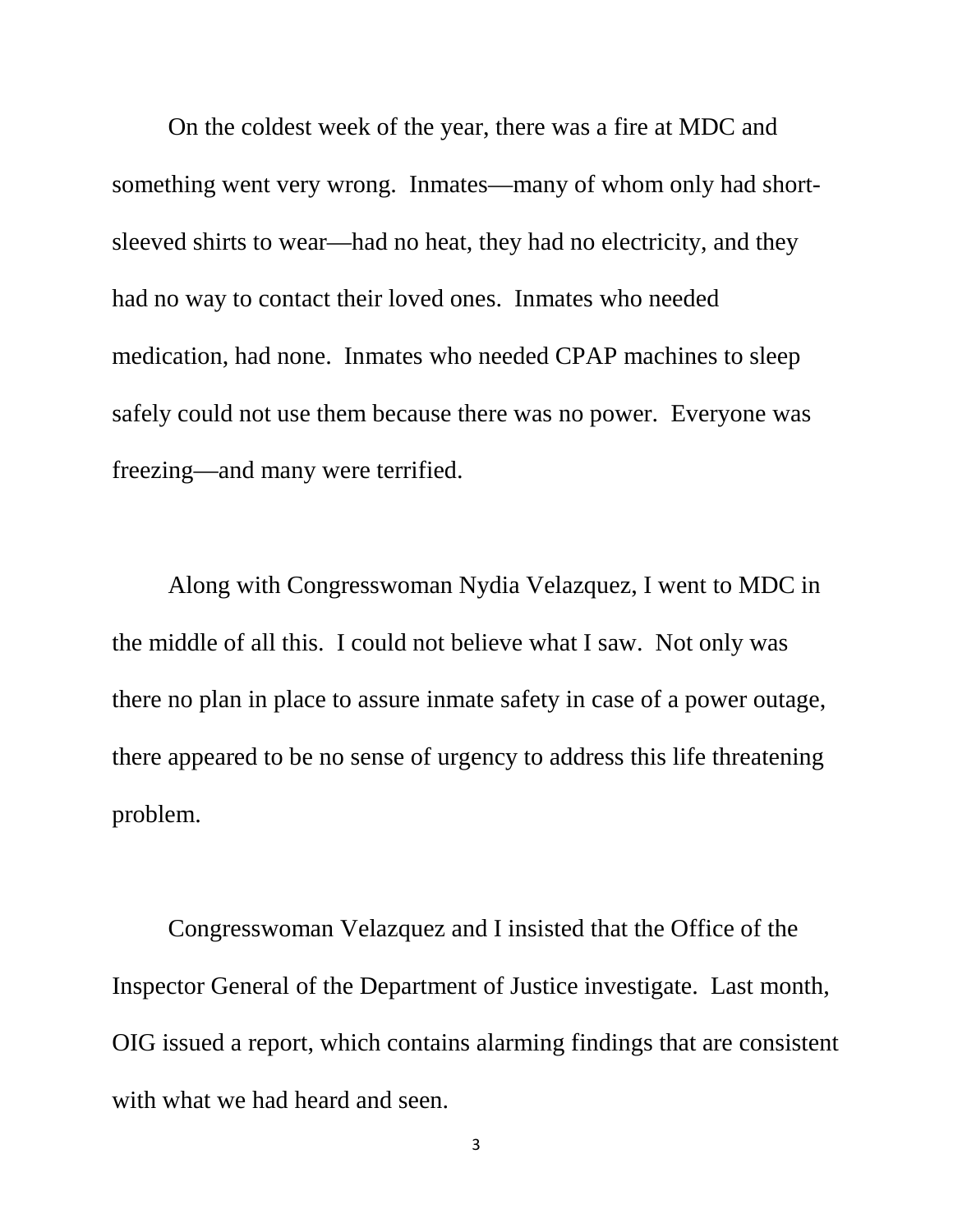On the coldest week of the year, there was a fire at MDC and something went very wrong. Inmates—many of whom only had short-sleeved shirts to wear—had no heat, they had no electricity, and they had no way to contact their loved ones. Inmates who needed medication, had none. Inmates who needed CPAP machines to sleep safely could not use them because there was no power. Everyone was freezing—and many were terrified.

Along with Congresswoman Nydia Velazquez, I went to MDC in the middle of all this. I could not believe what I saw. Not only was there no plan in place to assure inmate safety in case of a power outage, there appeared to be no sense of urgency to address this life threatening problem.

Congresswoman Velazquez and I insisted that the Office of the Inspector General of the Department of Justice investigate. Last month, OIG issued a report, which contains alarming findings that are consistent with what we had heard and seen.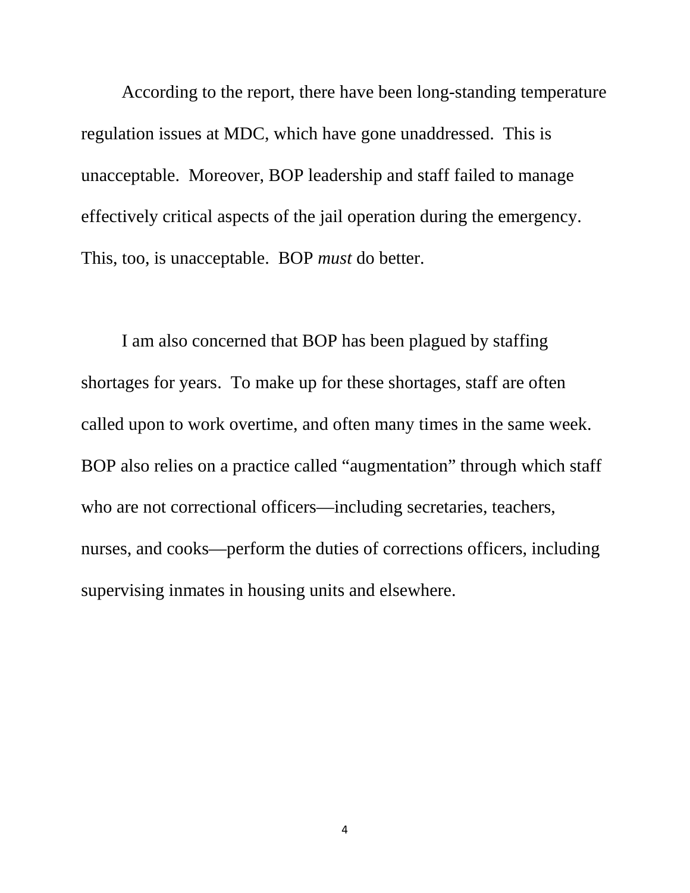According to the report, there have been long-standing temperature regulation issues at MDC, which have gone unaddressed. This is unacceptable. Moreover, BOP leadership and staff failed to manage effectively critical aspects of the jail operation during the emergency. This, too, is unacceptable. BOP *must* do better.

I am also concerned that BOP has been plagued by staffing shortages for years. To make up for these shortages, staff are often called upon to work overtime, and often many times in the same week. BOP also relies on a practice called "augmentation" through which staff who are not correctional officers—including secretaries, teachers, nurses, and cooks—perform the duties of corrections officers, including supervising inmates in housing units and elsewhere.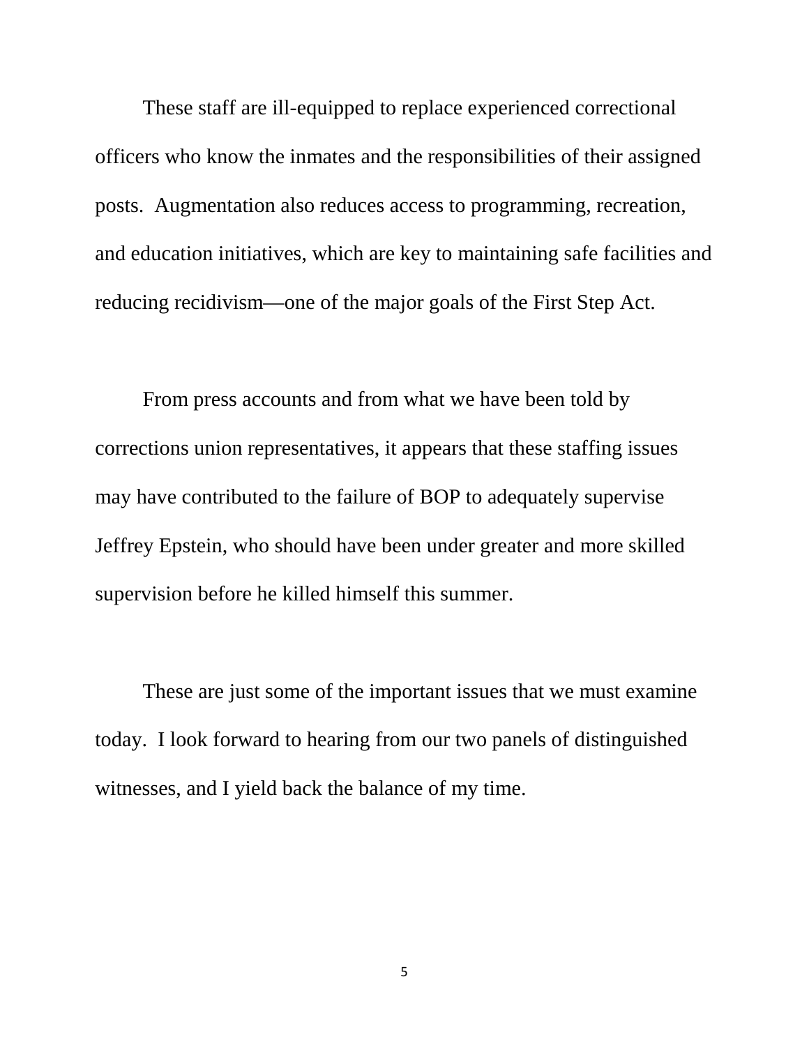These staff are ill-equipped to replace experienced correctional officers who know the inmates and the responsibilities of their assigned posts. Augmentation also reduces access to programming, recreation, and education initiatives, which are key to maintaining safe facilities and reducing recidivism—one of the major goals of the First Step Act.

From press accounts and from what we have been told by corrections union representatives, it appears that these staffing issues may have contributed to the failure of BOP to adequately supervise Jeffrey Epstein, who should have been under greater and more skilled supervision before he killed himself this summer.

These are just some of the important issues that we must examine today. I look forward to hearing from our two panels of distinguished witnesses, and I yield back the balance of my time.